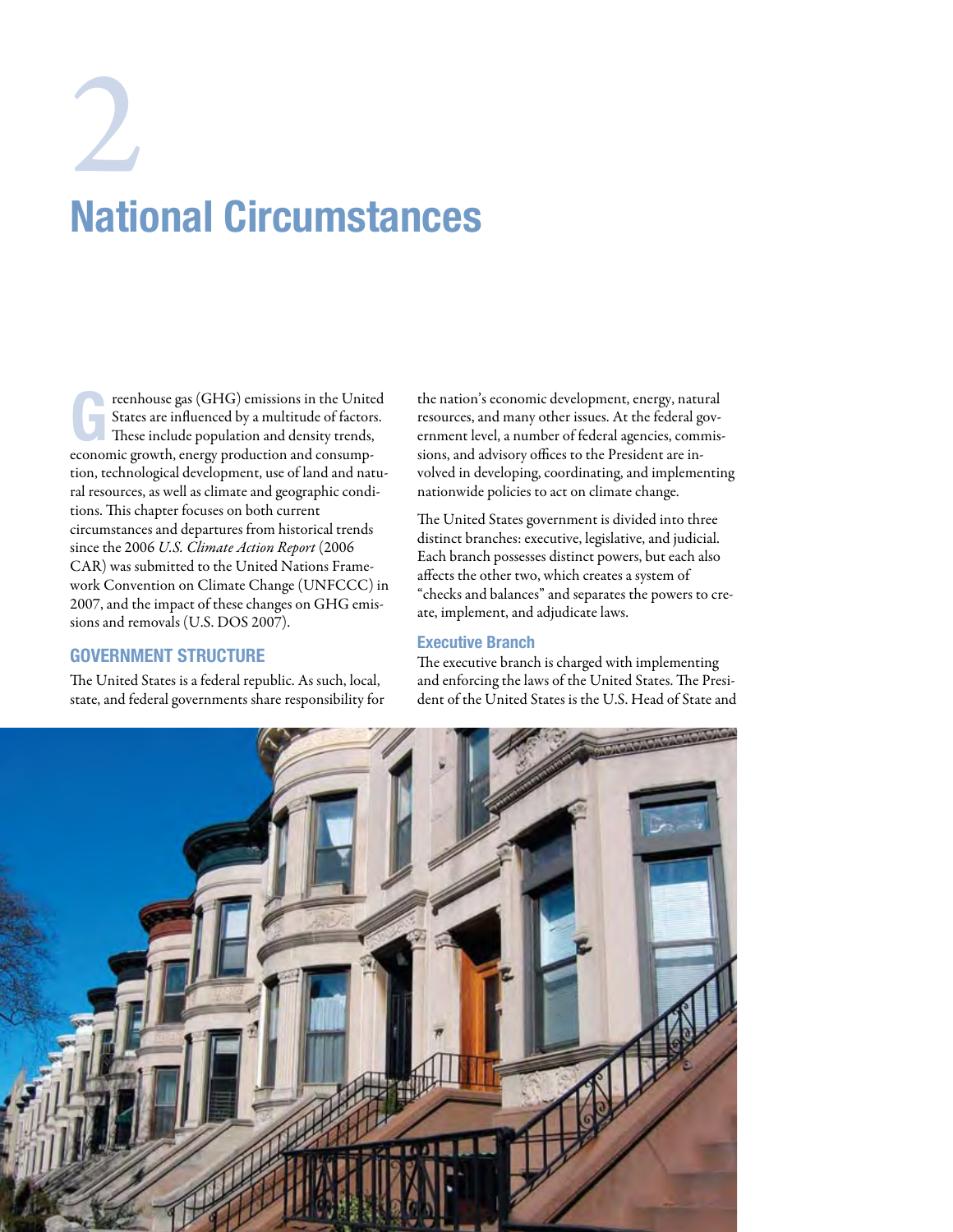# 2

# National Circumstances

Greenhouse gas (GHG) emissions in the United States are influenced by a multitude of factors. These include population and density trends, economic growth, energy production and consumption, technological development, use of land and natural resources, as well as climate and geographic conditions. This chapter focuses on both current circumstances and departures from historical trends since the 2006 *U.S. Climate Action Report* (2006 CAR) was submitted to the United Nations Framework Convention on Climate Change (UNFCCC) in 2007, and the impact of these changes on GHG emissions and removals (U.S. DOS 2007).

## GOVERNMENT STRUCTURE

The United States is a federal republic. As such, local, state, and federal governments share responsibility for the nation's economic development, energy, natural resources, and many other issues. At the federal government level, a number of federal agencies, commissions, and advisory offices to the President are involved in developing, coordinating, and implementing nationwide policies to act on climate change.

The United States government is divided into three distinct branches: executive, legislative, and judicial. Each branch possesses distinct powers, but each also affects the other two, which creates a system of "checks and balances" and separates the powers to create, implement, and adjudicate laws.

### Executive Branch

The executive branch is charged with implementing and enforcing the laws of the United States. The President of the United States is the U.S. Head of State and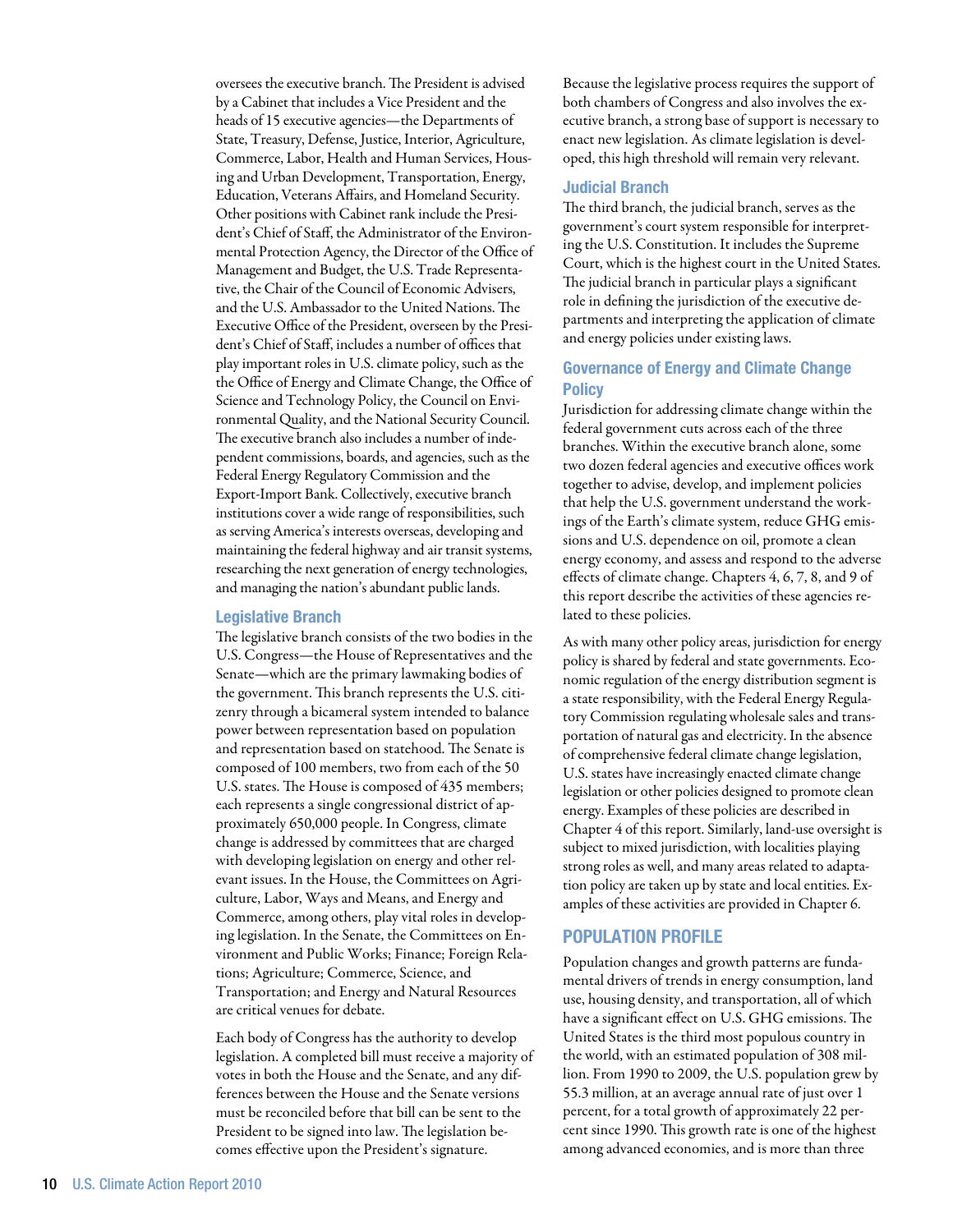oversees the executive branch. The President is advised by a Cabinet that includes a Vice President and the heads of 15 executive agencies—the Departments of State, Treasury, Defense, Justice, Interior, Agriculture, Commerce, Labor, Health and Human Services, Housing and Urban Development, Transportation, Energy, Education, Veterans Affairs, and Homeland Security. Other positions with Cabinet rank include the President's Chief of Staff, the Administrator of the Environmental Protection Agency, the Director of the Office of Management and Budget, the U.S. Trade Representative, the Chair of the Council of Economic Advisers, and the U.S. Ambassador to the United Nations. The Executive Office of the President, overseen by the President's Chief of Staff, includes a number of offices that play important roles in U.S. climate policy, such as the the Office of Energy and Climate Change, the Office of Science and Technology Policy, the Council on Environmental Quality, and the National Security Council. The executive branch also includes a number of independent commissions, boards, and agencies, such as the Federal Energy Regulatory Commission and the Export-Import Bank. Collectively, executive branch institutions cover a wide range of responsibilities, such as serving America's interests overseas, developing and maintaining the federal highway and air transit systems, researching the next generation of energy technologies, and managing the nation's abundant public lands.

### Legislative Branch

The legislative branch consists of the two bodies in the U.S. Congress—the House of Representatives and the Senate—which are the primary lawmaking bodies of the government. This branch represents the U.S. citizenry through a bicameral system intended to balance power between representation based on population and representation based on statehood. The Senate is composed of 100 members, two from each of the 50 U.S. states. The House is composed of 435 members; each represents a single congressional district of approximately 650,000 people. In Congress, climate change is addressed by committees that are charged with developing legislation on energy and other relevant issues. In the House, the Committees on Agriculture, Labor, Ways and Means, and Energy and Commerce, among others, play vital roles in developing legislation. In the Senate, the Committees on Environment and Public Works; Finance; Foreign Relations; Agriculture; Commerce, Science, and Transportation; and Energy and Natural Resources are critical venues for debate.

Each body of Congress has the authority to develop legislation. A completed bill must receive a majority of votes in both the House and the Senate, and any differences between the House and the Senate versions must be reconciled before that bill can be sent to the President to be signed into law. The legislation becomes effective upon the President's signature.

Because the legislative process requires the support of both chambers of Congress and also involves the executive branch, a strong base of support is necessary to enact new legislation. As climate legislation is developed, this high threshold will remain very relevant.

### Judicial Branch

The third branch, the judicial branch, serves as the government's court system responsible for interpreting the U.S. Constitution. It includes the Supreme Court, which is the highest court in the United States. The judicial branch in particular plays a significant role in defining the jurisdiction of the executive departments and interpreting the application of climate and energy policies under existing laws.

### Governance of Energy and Climate Change Policy

Jurisdiction for addressing climate change within the federal government cuts across each of the three branches. Within the executive branch alone, some two dozen federal agencies and executive offices work together to advise, develop, and implement policies that help the U.S. government understand the workings of the Earth's climate system, reduce GHG emissions and U.S. dependence on oil, promote a clean energy economy, and assess and respond to the adverse effects of climate change. Chapters 4, 6, 7, 8, and 9 of this report describe the activities of these agencies related to these policies.

As with many other policy areas, jurisdiction for energy policy is shared by federal and state governments. Economic regulation of the energy distribution segment is a state responsibility, with the Federal Energy Regulatory Commission regulating wholesale sales and transportation of natural gas and electricity. In the absence of comprehensive federal climate change legislation, U.S. states have increasingly enacted climate change legislation or other policies designed to promote clean energy. Examples of these policies are described in Chapter 4 of this report. Similarly, land-use oversight is subject to mixed jurisdiction, with localities playing strong roles as well, and many areas related to adaptation policy are taken up by state and local entities. Examples of these activities are provided in Chapter 6.

## POPULATION PROFILE

Population changes and growth patterns are fundamental drivers of trends in energy consumption, land use, housing density, and transportation, all of which have a significant effect on U.S. GHG emissions. The United States is the third most populous country in the world, with an estimated population of 308 million. From 1990 to 2009, the U.S. population grew by 55.3 million, at an average annual rate of just over 1 percent, for a total growth of approximately 22 percent since 1990. This growth rate is one of the highest among advanced economies, and is more than three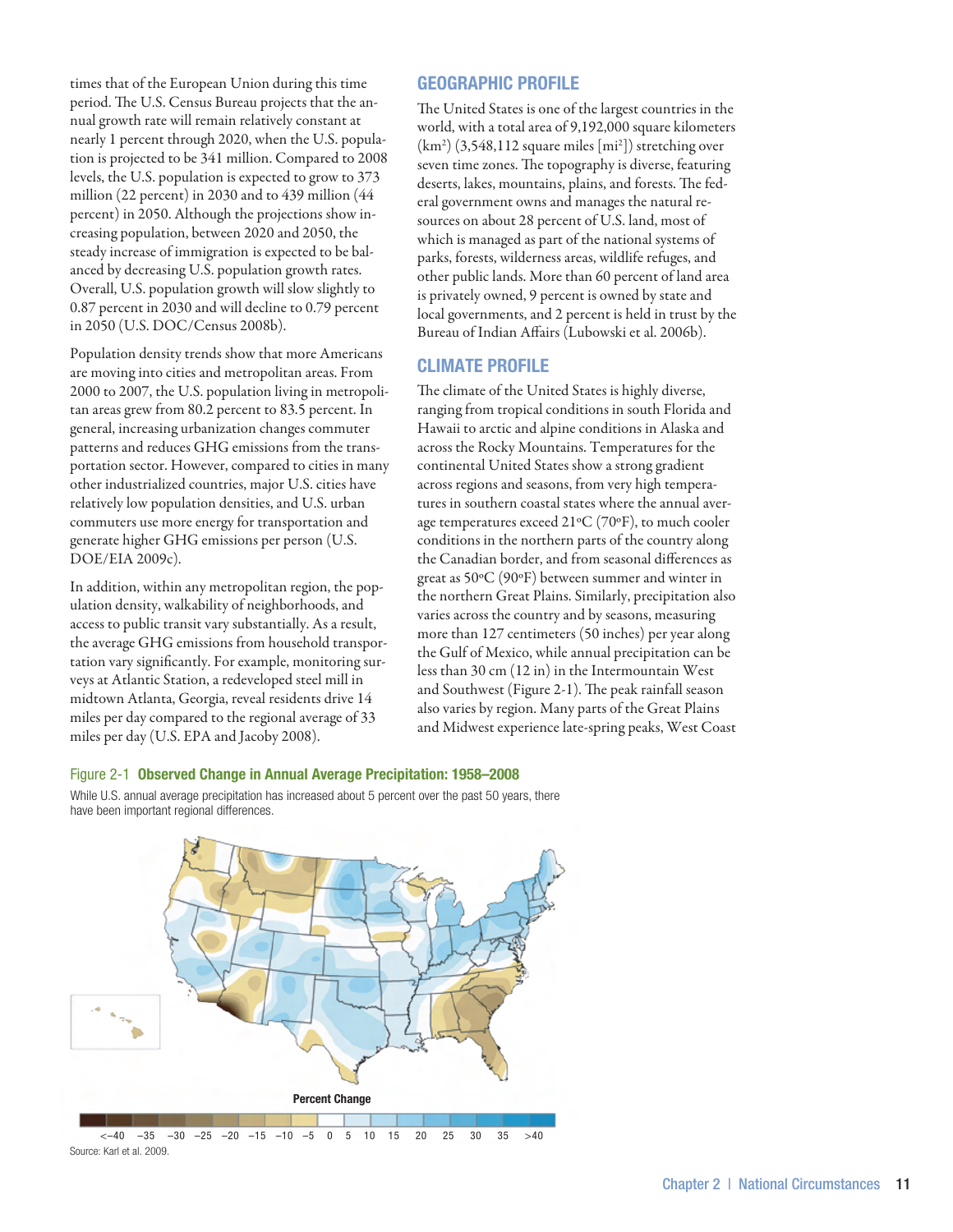times that of the European Union during this time period. The U.S. Census Bureau projects that the annual growth rate will remain relatively constant at nearly 1 percent through 2020, when the U.S. population is projected to be 341 million. Compared to 2008 levels, the U.S. population is expected to grow to 373 million (22 percent) in 2030 and to 439 million (44 percent) in 2050. Although the projections show increasing population, between 2020 and 2050, the steady increase of immigration is expected to be balanced by decreasing U.S. population growth rates. Overall, U.S. population growth will slow slightly to 0.87 percent in 2030 and will decline to 0.79 percent in 2050 (U.S. DOC/Census 2008b).

Population density trends show that more Americans are moving into cities and metropolitan areas. From 2000 to 2007, the U.S. population living in metropolitan areas grew from 80.2 percent to 83.5 percent. In general, increasing urbanization changes commuter patterns and reduces GHG emissions from the transportation sector. However, compared to cities in many other industrialized countries, major U.S. cities have relatively low population densities, and U.S. urban commuters use more energy for transportation and generate higher GHG emissions per person (U.S. DOE/EIA 2009c).

In addition, within any metropolitan region, the population density, walkability of neighborhoods, and access to public transit vary substantially. As a result, the average GHG emissions from household transportation vary significantly. For example, monitoring surveys at Atlantic Station, a redeveloped steel mill in midtown Atlanta, Georgia, reveal residents drive 14 miles per day compared to the regional average of 33 miles per day (U.S. EPA and Jacoby 2008).

## GEOGRAPHIC PROFILE

The United States is one of the largest countries in the world, with a total area of 9,192,000 square kilometers ($km^2$) (3,548,112 square miles [$mi^2$]) stretching over seven time zones. The topography is diverse, featuring deserts, lakes, mountains, plains, and forests. The federal government owns and manages the natural resources on about 28 percent of U.S. land, most of which is managed as part of the national systems of parks, forests, wilderness areas, wildlife refuges, and other public lands. More than 60 percent of land area is privately owned, 9 percent is owned by state and local governments, and 2 percent is held in trust by the Bureau of Indian Affairs (Lubowski et al. 2006b).

## CLIMATE PROFILE

The climate of the United States is highly diverse, ranging from tropical conditions in south Florida and Hawaii to arctic and alpine conditions in Alaska and across the Rocky Mountains. Temperatures for the continental United States show a strong gradient across regions and seasons, from very high temperatures in southern coastal states where the annual average temperatures exceed 21°C (70°F), to much cooler conditions in the northern parts of the country along the Canadian border, and from seasonal differences as great as 50°C (90°F) between summer and winter in the northern Great Plains. Similarly, precipitation also varies across the country and by seasons, measuring more than 127 centimeters (50 inches) per year along the Gulf of Mexico, while annual precipitation can be less than 30 cm (12 in) in the Intermountain West and Southwest (Figure 2-1). The peak rainfall season also varies by region. Many parts of the Great Plains and Midwest experience late-spring peaks, West Coast

**Figure 2-1 Observed Change in Annual Average Precipitation: 1958–2008**

While U.S. annual average precipitation has increased about 5 percent over the past 50 years, there have been important regional differences.

Percent Change: <−40, −35, −30, −25, −20, −15, −10, −5, 0, 5, 10, 15, 20, 25, 30, 35, >40

Source: Karl et al. 2009.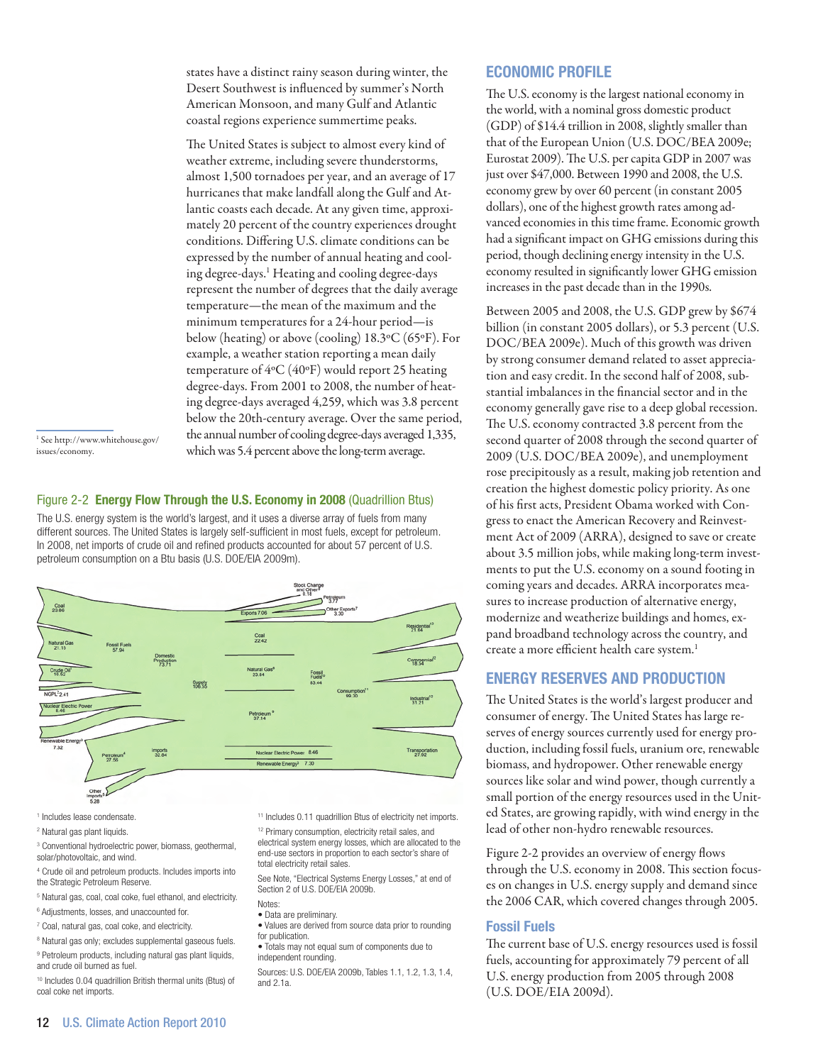states have a distinct rainy season during winter, the Desert Southwest is influenced by summer's North American Monsoon, and many Gulf and Atlantic coastal regions experience summertime peaks.

The United States is subject to almost every kind of weather extreme, including severe thunderstorms, almost 1,500 tornadoes per year, and an average of 17 hurricanes that make landfall along the Gulf and Atlantic coasts each decade. At any given time, approximately 20 percent of the country experiences drought conditions. Differing U.S. climate conditions can be expressed by the number of annual heating and cooling degree-days.[1] Heating and cooling degree-days represent the number of degrees that the daily average temperature—the mean of the maximum and the minimum temperatures for a 24-hour period—is below (heating) or above (cooling) 18.3ºC (65ºF). For example, a weather station reporting a mean daily temperature of 4ºC (40ºF) would report 25 heating degree-days. From 2001 to 2008, the number of heating degree-days averaged 4,259, which was 3.8 percent below the 20th-century average. Over the same period, the annual number of cooling degree-days averaged 1,335, which was 5.4 percent above the long-term average.

[1] See http://www.whitehouse.gov/issues/economy.

Figure 2-2 **Energy Flow Through the U.S. Economy in 2008** (Quadrillion Btus)

The U.S. energy system is the world's largest, and it uses a diverse array of fuels from many different sources. The United States is largely self-sufficient in most fuels, except for petroleum. In 2008, net imports of crude oil and refined products accounted for about 57 percent of U.S. petroleum consumption on a Btu basis (U.S. DOE/EIA 2009m).

Coal 23.86; Natural Gas 21.15; Crude Oil[1] 10.52; NGPL[2] 2.41; Nuclear Electric Power 8.46; Renewable Energy[3] 7.32; Fossil Fuels 57.94; Domestic Production 73.71; Supply 106.55; Imports 32.84; Petroleum[4] 27.56; Other Imports[5] 5.28; Exports 7.06; Stock Change and Other[6] 0.18; Petroleum 3.77; Other Exports[7] 3.30; Coal 22.42; Natural Gas[8] 23.84; Fossil Fuels[10] 83.44; Petroleum[9] 37.14; Nuclear Electric Power 8.46; Renewable Energy[3] 7.30; Consumption[11] 99.30; Residential[12] 21.64; Commercial[12] 18.54; Industrial[12] 31.21; Transportation 27.92

[1] Includes lease condensate.

[2] Natural gas plant liquids.

[3] Conventional hydroelectric power, biomass, geothermal, solar/photovoltaic, and wind.

[4] Crude oil and petroleum products. Includes imports into the Strategic Petroleum Reserve.

[5] Natural gas, coal, coal coke, fuel ethanol, and electricity.

[6] Adjustments, losses, and unaccounted for.

[7] Coal, natural gas, coal coke, and electricity.

[8] Natural gas only; excludes supplemental gaseous fuels.

[9] Petroleum products, including natural gas plant liquids, and crude oil burned as fuel.

[10] Includes 0.04 quadrillion British thermal units (Btus) of coal coke net imports.

[11] Includes 0.11 quadrillion Btus of electricity net imports.

[12] Primary consumption, electricity retail sales, and electrical system energy losses, which are allocated to the end-use sectors in proportion to each sector's share of total electricity retail sales.

See Note, "Electrical Systems Energy Losses," at end of Section 2 of U.S. DOE/EIA 2009b.

Notes:

- Data are preliminary.
- Values are derived from source data prior to rounding for publication.
- Totals may not equal sum of components due to independent rounding.

Sources: U.S. DOE/EIA 2009b, Tables 1.1, 1.2, 1.3, 1.4, and 2.1a.

## ECONOMIC PROFILE

The U.S. economy is the largest national economy in the world, with a nominal gross domestic product (GDP) of $14.4 trillion in 2008, slightly smaller than that of the European Union (U.S. DOC/BEA 2009e; Eurostat 2009). The U.S. per capita GDP in 2007 was just over $47,000. Between 1990 and 2008, the U.S. economy grew by over 60 percent (in constant 2005 dollars), one of the highest growth rates among advanced economies in this time frame. Economic growth had a significant impact on GHG emissions during this period, though declining energy intensity in the U.S. economy resulted in significantly lower GHG emission increases in the past decade than in the 1990s.

Between 2005 and 2008, the U.S. GDP grew by $674 billion (in constant 2005 dollars), or 5.3 percent (U.S. DOC/BEA 2009e). Much of this growth was driven by strong consumer demand related to asset appreciation and easy credit. In the second half of 2008, substantial imbalances in the financial sector and in the economy generally gave rise to a deep global recession. The U.S. economy contracted 3.8 percent from the second quarter of 2008 through the second quarter of 2009 (U.S. DOC/BEA 2009e), and unemployment rose precipitously as a result, making job retention and creation the highest domestic policy priority. As one of his first acts, President Obama worked with Congress to enact the American Recovery and Reinvestment Act of 2009 (ARRA), designed to save or create about 3.5 million jobs, while making long-term investments to put the U.S. economy on a sound footing in coming years and decades. ARRA incorporates measures to increase production of alternative energy, modernize and weatherize buildings and homes, expand broadband technology across the country, and create a more efficient health care system.[1]

## ENERGY RESERVES AND PRODUCTION

The United States is the world's largest producer and consumer of energy. The United States has large reserves of energy sources currently used for energy production, including fossil fuels, uranium ore, renewable biomass, and hydropower. Other renewable energy sources like solar and wind power, though currently a small portion of the energy resources used in the United States, are growing rapidly, with wind energy in the lead of other non-hydro renewable resources.

Figure 2-2 provides an overview of energy flows through the U.S. economy in 2008. This section focuses on changes in U.S. energy supply and demand since the 2006 CAR, which covered changes through 2005.

### Fossil Fuels

The current base of U.S. energy resources used is fossil fuels, accounting for approximately 79 percent of all U.S. energy production from 2005 through 2008 (U.S. DOE/EIA 2009d).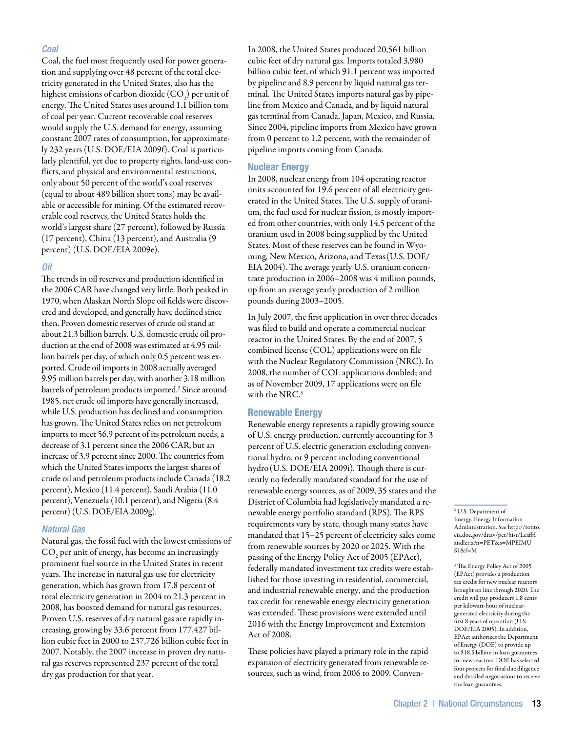### *Coal*

Coal, the fuel most frequently used for power generation and supplying over 48 percent of the total electricity generated in the United States, also has the highest emissions of carbon dioxide ($CO_2$) per unit of energy. The United States uses around 1.1 billion tons of coal per year. Current recoverable coal reserves would supply the U.S. demand for energy, assuming constant 2007 rates of consumption, for approximately 232 years (U.S. DOE/EIA 2009f). Coal is particularly plentiful, yet due to property rights, land-use conflicts, and physical and environmental restrictions, only about 50 percent of the world's coal reserves (equal to about 489 billion short tons) may be available or accessible for mining. Of the estimated recoverable coal reserves, the United States holds the world's largest share (27 percent), followed by Russia (17 percent), China (13 percent), and Australia (9 percent) (U.S. DOE/EIA 2009e).

### *Oil*

The trends in oil reserves and production identified in the 2006 CAR have changed very little. Both peaked in 1970, when Alaskan North Slope oil fields were discovered and developed, and generally have declined since then. Proven domestic reserves of crude oil stand at about 21.3 billion barrels. U.S. domestic crude oil production at the end of 2008 was estimated at 4.95 million barrels per day, of which only 0.5 percent was exported. Crude oil imports in 2008 actually averaged 9.95 million barrels per day, with another 3.18 million barrels of petroleum products imported.[2] Since around 1985, net crude oil imports have generally increased, while U.S. production has declined and consumption has grown. The United States relies on net petroleum imports to meet 56.9 percent of its petroleum needs, a decrease of 3.1 percent since the 2006 CAR, but an increase of 3.9 percent since 2000. The countries from which the United States imports the largest shares of crude oil and petroleum products include Canada (18.2 percent), Mexico (11.4 percent), Saudi Arabia (11.0 percent), Venezuela (10.1 percent), and Nigeria (8.4 percent) (U.S. DOE/EIA 2009g).

### *Natural Gas*

Natural gas, the fossil fuel with the lowest emissions of $CO_2$ per unit of energy, has become an increasingly prominent fuel source in the United States in recent years. The increase in natural gas use for electricity generation, which has grown from 17.8 percent of total electricity generation in 2004 to 21.3 percent in 2008, has boosted demand for natural gas resources. Proven U.S. reserves of dry natural gas are rapidly increasing, growing by 33.6 percent from 177,427 billion cubic feet in 2000 to 237,726 billion cubic feet in 2007. Notably, the 2007 increase in proven dry natural gas reserves represented 237 percent of the total dry gas production for that year.

In 2008, the United States produced 20,561 billion cubic feet of dry natural gas. Imports totaled 3,980 billion cubic feet, of which 91.1 percent was imported by pipeline and 8.9 percent by liquid natural gas terminal. The United States imports natural gas by pipeline from Mexico and Canada, and by liquid natural gas terminal from Canada, Japan, Mexico, and Russia. Since 2004, pipeline imports from Mexico have grown from 0 percent to 1.2 percent, with the remainder of pipeline imports coming from Canada.

## Nuclear Energy

In 2008, nuclear energy from 104 operating reactor units accounted for 19.6 percent of all electricity generated in the United States. The U.S. supply of uranium, the fuel used for nuclear fission, is mostly imported from other countries, with only 14.5 percent of the uranium used in 2008 being supplied by the United States. Most of these reserves can be found in Wyoming, New Mexico, Arizona, and Texas (U.S. DOE/EIA 2004). The average yearly U.S. uranium concentrate production in 2006–2008 was 4 million pounds, up from an average yearly production of 2 million pounds during 2003–2005.

In July 2007, the first application in over three decades was filed to build and operate a commercial nuclear reactor in the United States. By the end of 2007, 5 combined license (COL) applications were on file with the Nuclear Regulatory Commission (NRC). In 2008, the number of COL applications doubled; and as of November 2009, 17 applications were on file with the NRC.[3]

## Renewable Energy

Renewable energy represents a rapidly growing source of U.S. energy production, currently accounting for 3 percent of U.S. electric generation excluding conventional hydro, or 9 percent including conventional hydro (U.S. DOE/EIA 2009i). Though there is currently no federally mandated standard for the use of renewable energy sources, as of 2009, 35 states and the District of Columbia had legislatively mandated a renewable energy portfolio standard (RPS). The RPS requirements vary by state, though many states have mandated that 15–25 percent of electricity sales come from renewable sources by 2020 or 2025. With the passing of the Energy Policy Act of 2005 (EPAct), federally mandated investment tax credits were established for those investing in residential, commercial, and industrial renewable energy, and the production tax credit for renewable energy electricity generation was extended. These provisions were extended until 2016 with the Energy Improvement and Extension Act of 2008.

These policies have played a primary role in the rapid expansion of electricity generated from renewable resources, such as wind, from 2006 to 2009. Conven-

---

[2] U.S. Department of Energy, Energy Information Adminnistration. See http://tonto.eia.doe.gov/dnav/pet/hist/LeafHandler.x?n=PET&s=MPEIMUS1&f=M

[3] The Energy Policy Act of 2005 (EPAct) provides a production tax credit for new nuclear reactors brought on line through 2020. The credit will pay producers 1.8 cents per kilowatt-hour of nuclear-generated electricity during the first 8 years of operation (U.S. DOE/EIA 2005). In addition, EPAct authorizes the Department of Energy (DOE) to provide up to $18.5 billion in loan guarantees for new reactors. DOE has selected four projects for final due diligence and detailed negotiations to receive the loan guarantees.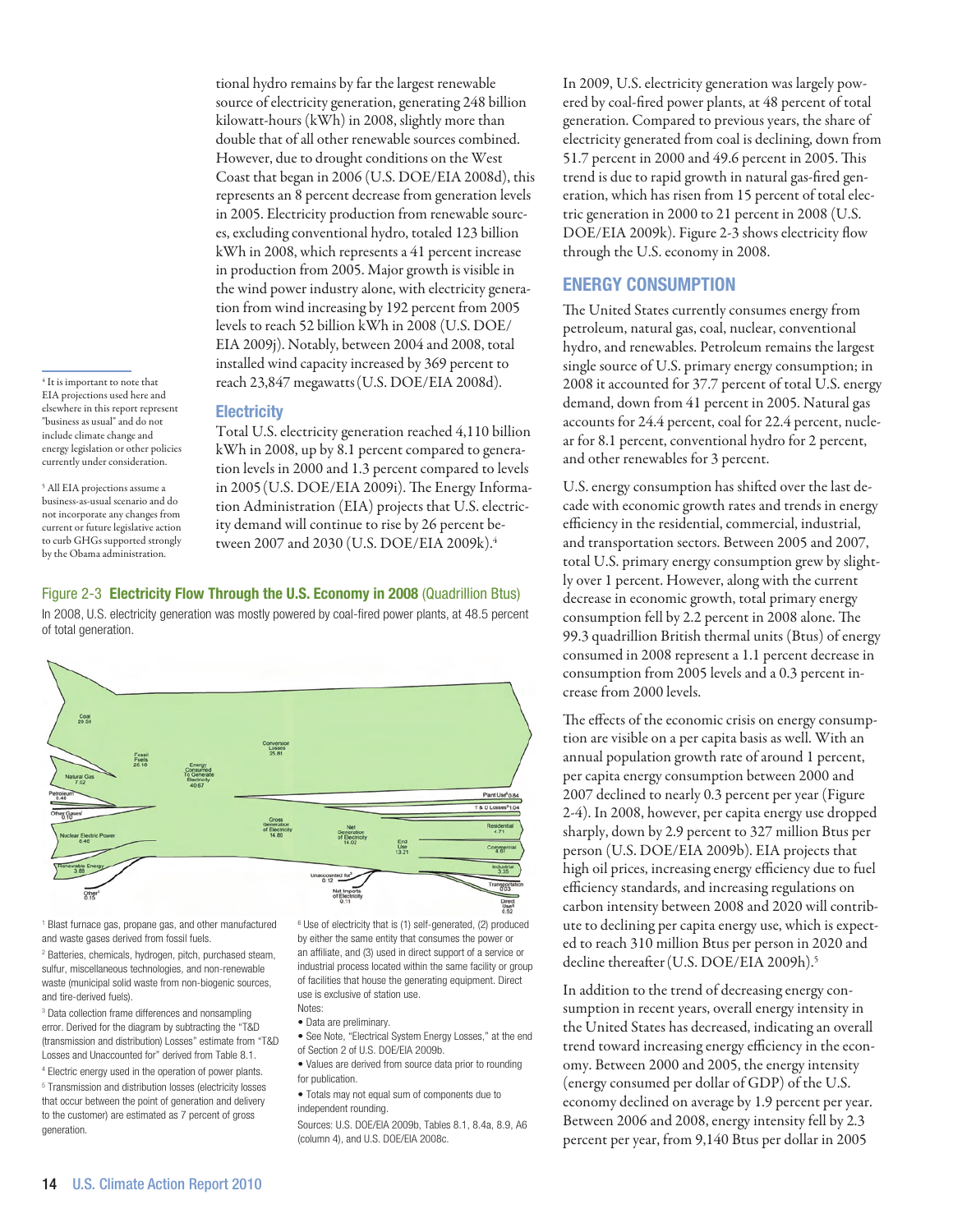tional hydro remains by far the largest renewable source of electricity generation, generating 248 billion kilowatt-hours (kWh) in 2008, slightly more than double that of all other renewable sources combined. However, due to drought conditions on the West Coast that began in 2006 (U.S. DOE/EIA 2008d), this represents an 8 percent decrease from generation levels in 2005. Electricity production from renewable sources, excluding conventional hydro, totaled 123 billion kWh in 2008, which represents a 41 percent increase in production from 2005. Major growth is visible in the wind power industry alone, with electricity generation from wind increasing by 192 percent from 2005 levels to reach 52 billion kWh in 2008 (U.S. DOE/EIA 2009j). Notably, between 2004 and 2008, total installed wind capacity increased by 369 percent to reach 23,847 megawatts (U.S. DOE/EIA 2008d).

### Electricity

Total U.S. electricity generation reached 4,110 billion kWh in 2008, up by 8.1 percent compared to generation levels in 2000 and 1.3 percent compared to levels in 2005 (U.S. DOE/EIA 2009i). The Energy Information Administration (EIA) projects that U.S. electricity demand will continue to rise by 26 percent between 2007 and 2030 (U.S. DOE/EIA 2009k).[4]

[4] It is important to note that EIA projections used here and elsewhere in this report represent "business as usual" and do not include climate change and energy legislation or other policies currently under consideration.

[5] All EIA projections assume a business-as-usual scenario and do not incorporate any changes from current or future legislative action to curb GHGs supported strongly by the Obama administration.

Figure 2-3 **Electricity Flow Through the U.S. Economy in 2008** (Quadrillion Btus)

In 2008, U.S. electricity generation was mostly powered by coal-fired power plants, at 48.5 percent of total generation.

Coal 20.50; Natural Gas 7.62; Petroleum 0.46; Other Gases[1] 0.10; Fossil Fuels 28.18; Nuclear Electric Power 8.46; Renewable Energy 3.88; Other[2] 0.15; Energy Consumed To Generate Electricity 40.67; Conversion Losses 25.81; Gross Generation of Electricity 14.86; Plant Use[4] 0.84; T & D Losses[5] 1.04; Net Generation of Electricity 14.02; Unaccounted for[3] 0.12; Net Imports of Electricity 0.11; End Use 13.21; Residential 4.71; Commercial 4.61; Industrial 3.35; Transportation 0.03; Direct Use[6] 0.52

[1] Blast furnace gas, propane gas, and other manufactured and waste gases derived from fossil fuels.

[2] Batteries, chemicals, hydrogen, pitch, purchased steam, sulfur, miscellaneous technologies, and non-renewable waste (municipal solid waste from non-biogenic sources, and tire-derived fuels).

[3] Data collection frame differences and nonsampling error. Derived for the diagram by subtracting the "T&D (transmission and distribution) Losses" estimate from "T&D Losses and Unaccounted for" derived from Table 8.1.

[4] Electric energy used in the operation of power plants.

[5] Transmission and distribution losses (electricity losses that occur between the point of generation and delivery to the customer) are estimated as 7 percent of gross generation.

[6] Use of electricity that is (1) self-generated, (2) produced by either the same entity that consumes the power or an affiliate, and (3) used in direct support of a service or industrial process located within the same facility or group of facilities that house the generating equipment. Direct use is exclusive of station use.

Notes:

- Data are preliminary.
- See Note, "Electrical System Energy Losses," at the end of Section 2 of U.S. DOE/EIA 2009b.
- Values are derived from source data prior to rounding for publication.
- Totals may not equal sum of components due to independent rounding.

Sources: U.S. DOE/EIA 2009b, Tables 8.1, 8.4a, 8.9, A6 (column 4), and U.S. DOE/EIA 2008c.

In 2009, U.S. electricity generation was largely powered by coal-fired power plants, at 48 percent of total generation. Compared to previous years, the share of electricity generated from coal is declining, down from 51.7 percent in 2000 and 49.6 percent in 2005. This trend is due to rapid growth in natural gas-fired generation, which has risen from 15 percent of total electric generation in 2000 to 21 percent in 2008 (U.S. DOE/EIA 2009k). Figure 2-3 shows electricity flow through the U.S. economy in 2008.

## ENERGY CONSUMPTION

The United States currently consumes energy from petroleum, natural gas, coal, nuclear, conventional hydro, and renewables. Petroleum remains the largest single source of U.S. primary energy consumption; in 2008 it accounted for 37.7 percent of total U.S. energy demand, down from 41 percent in 2005. Natural gas accounts for 24.4 percent, coal for 22.4 percent, nuclear for 8.1 percent, conventional hydro for 2 percent, and other renewables for 3 percent.

U.S. energy consumption has shifted over the last decade with economic growth rates and trends in energy efficiency in the residential, commercial, industrial, and transportation sectors. Between 2005 and 2007, total U.S. primary energy consumption grew by slightly over 1 percent. However, along with the current decrease in economic growth, total primary energy consumption fell by 2.2 percent in 2008 alone. The 99.3 quadrillion British thermal units (Btus) of energy consumed in 2008 represent a 1.1 percent decrease in consumption from 2005 levels and a 0.3 percent increase from 2000 levels.

The effects of the economic crisis on energy consumption are visible on a per capita basis as well. With an annual population growth rate of around 1 percent, per capita energy consumption between 2000 and 2007 declined to nearly 0.3 percent per year (Figure 2-4). In 2008, however, per capita energy use dropped sharply, down by 2.9 percent to 327 million Btus per person (U.S. DOE/EIA 2009b). EIA projects that high oil prices, increasing energy efficiency due to fuel efficiency standards, and increasing regulations on carbon intensity between 2008 and 2020 will contribute to declining per capita energy use, which is expected to reach 310 million Btus per person in 2020 and decline thereafter (U.S. DOE/EIA 2009h).[5]

In addition to the trend of decreasing energy consumption in recent years, overall energy intensity in the United States has decreased, indicating an overall trend toward increasing energy efficiency in the economy. Between 2000 and 2005, the energy intensity (energy consumed per dollar of GDP) of the U.S. economy declined on average by 1.9 percent per year. Between 2006 and 2008, energy intensity fell by 2.3 percent per year, from 9,140 Btus per dollar in 2005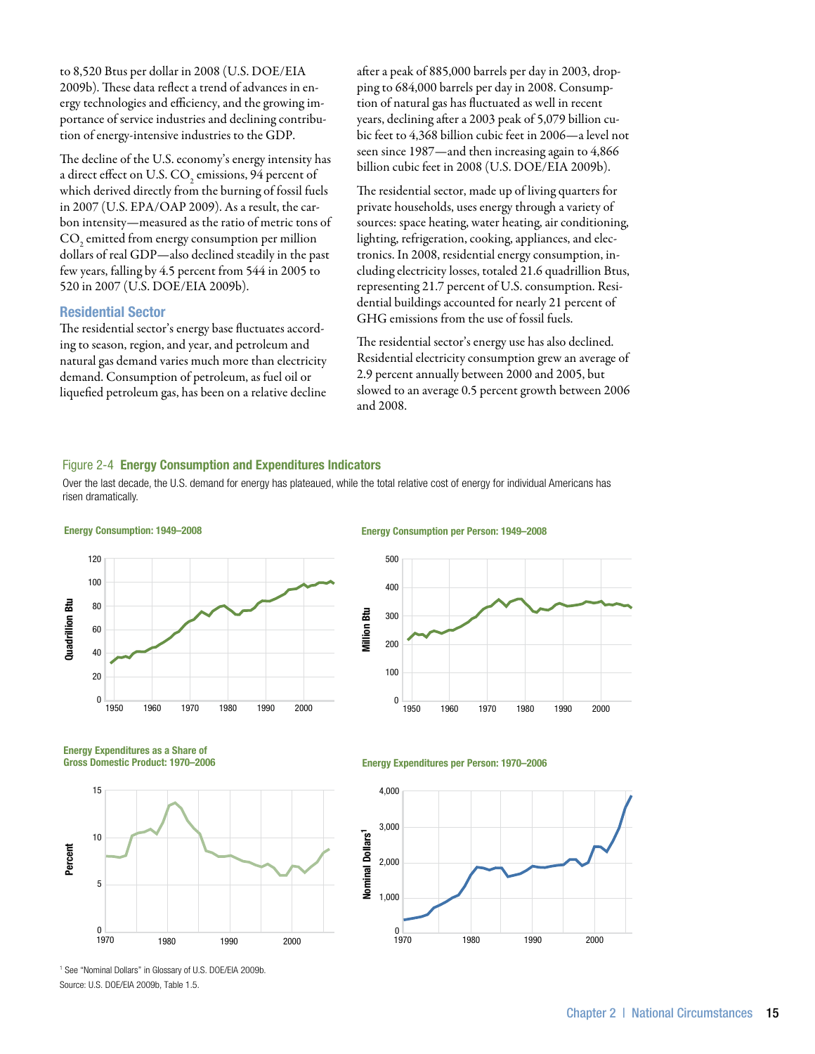to 8,520 Btus per dollar in 2008 (U.S. DOE/EIA 2009b). These data reflect a trend of advances in energy technologies and efficiency, and the growing importance of service industries and declining contribution of energy-intensive industries to the GDP.

The decline of the U.S. economy's energy intensity has a direct effect on U.S. $CO_2$ emissions, 94 percent of which derived directly from the burning of fossil fuels in 2007 (U.S. EPA/OAP 2009). As a result, the carbon intensity—measured as the ratio of metric tons of $CO_2$ emitted from energy consumption per million dollars of real GDP—also declined steadily in the past few years, falling by 4.5 percent from 544 in 2005 to 520 in 2007 (U.S. DOE/EIA 2009b).

### Residential Sector

The residential sector's energy base fluctuates according to season, region, and year, and petroleum and natural gas demand varies much more than electricity demand. Consumption of petroleum, as fuel oil or liquefied petroleum gas, has been on a relative decline after a peak of 885,000 barrels per day in 2003, dropping to 684,000 barrels per day in 2008. Consumption of natural gas has fluctuated as well in recent years, declining after a 2003 peak of 5,079 billion cubic feet to 4,368 billion cubic feet in 2006—a level not seen since 1987—and then increasing again to 4,866 billion cubic feet in 2008 (U.S. DOE/EIA 2009b).

The residential sector, made up of living quarters for private households, uses energy through a variety of sources: space heating, water heating, air conditioning, lighting, refrigeration, cooking, appliances, and electronics. In 2008, residential energy consumption, including electricity losses, totaled 21.6 quadrillion Btus, representing 21.7 percent of U.S. consumption. Residential buildings accounted for nearly 21 percent of GHG emissions from the use of fossil fuels.

The residential sector's energy use has also declined. Residential electricity consumption grew an average of 2.9 percent annually between 2000 and 2005, but slowed to an average 0.5 percent growth between 2006 and 2008.

Figure 2-4 **Energy Consumption and Expenditures Indicators**

Over the last decade, the U.S. demand for energy has plateaued, while the total relative cost of energy for individual Americans has risen dramatically.

**Energy Consumption: 1949–2008**

**Energy Consumption per Person: 1949–2008**

**Energy Expenditures as a Share of Gross Domestic Product: 1970–2006**

**Energy Expenditures per Person: 1970–2006**

[1] See "Nominal Dollars" in Glossary of U.S. DOE/EIA 2009b.

Source: U.S. DOE/EIA 2009b, Table 1.5.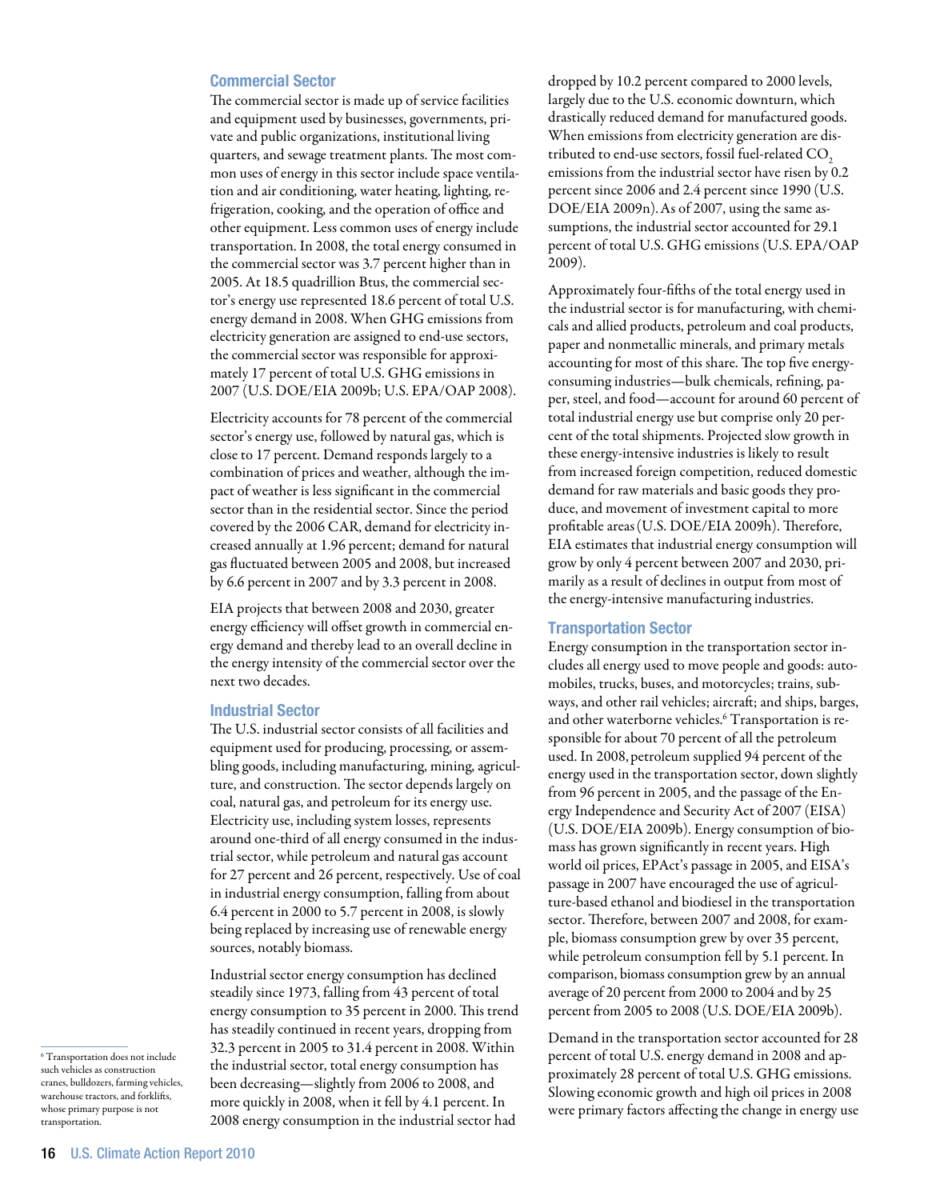### Commercial Sector

The commercial sector is made up of service facilities and equipment used by businesses, governments, private and public organizations, institutional living quarters, and sewage treatment plants. The most common uses of energy in this sector include space ventilation and air conditioning, water heating, lighting, refrigeration, cooking, and the operation of office and other equipment. Less common uses of energy include transportation. In 2008, the total energy consumed in the commercial sector was 3.7 percent higher than in 2005. At 18.5 quadrillion Btus, the commercial sector's energy use represented 18.6 percent of total U.S. energy demand in 2008. When GHG emissions from electricity generation are assigned to end-use sectors, the commercial sector was responsible for approximately 17 percent of total U.S. GHG emissions in 2007 (U.S. DOE/EIA 2009b; U.S. EPA/OAP 2008).

Electricity accounts for 78 percent of the commercial sector's energy use, followed by natural gas, which is close to 17 percent. Demand responds largely to a combination of prices and weather, although the impact of weather is less significant in the commercial sector than in the residential sector. Since the period covered by the 2006 CAR, demand for electricity increased annually at 1.96 percent; demand for natural gas fluctuated between 2005 and 2008, but increased by 6.6 percent in 2007 and by 3.3 percent in 2008.

EIA projects that between 2008 and 2030, greater energy efficiency will offset growth in commercial energy demand and thereby lead to an overall decline in the energy intensity of the commercial sector over the next two decades.

### Industrial Sector

The U.S. industrial sector consists of all facilities and equipment used for producing, processing, or assembling goods, including manufacturing, mining, agriculture, and construction. The sector depends largely on coal, natural gas, and petroleum for its energy use. Electricity use, including system losses, represents around one-third of all energy consumed in the industrial sector, while petroleum and natural gas account for 27 percent and 26 percent, respectively. Use of coal in industrial energy consumption, falling from about 6.4 percent in 2000 to 5.7 percent in 2008, is slowly being replaced by increasing use of renewable energy sources, notably biomass.

Industrial sector energy consumption has declined steadily since 1973, falling from 43 percent of total energy consumption to 35 percent in 2000. This trend has steadily continued in recent years, dropping from 32.3 percent in 2005 to 31.4 percent in 2008. Within the industrial sector, total energy consumption has been decreasing—slightly from 2006 to 2008, and more quickly in 2008, when it fell by 4.1 percent. In 2008 energy consumption in the industrial sector had dropped by 10.2 percent compared to 2000 levels, largely due to the U.S. economic downturn, which drastically reduced demand for manufactured goods. When emissions from electricity generation are distributed to end-use sectors, fossil fuel-related $CO_2$ emissions from the industrial sector have risen by 0.2 percent since 2006 and 2.4 percent since 1990 (U.S. DOE/EIA 2009n). As of 2007, using the same assumptions, the industrial sector accounted for 29.1 percent of total U.S. GHG emissions (U.S. EPA/OAP 2009).

Approximately four-fifths of the total energy used in the industrial sector is for manufacturing, with chemicals and allied products, petroleum and coal products, paper and nonmetallic minerals, and primary metals accounting for most of this share. The top five energy-consuming industries—bulk chemicals, refining, paper, steel, and food—account for around 60 percent of total industrial energy use but comprise only 20 percent of the total shipments. Projected slow growth in these energy-intensive industries is likely to result from increased foreign competition, reduced domestic demand for raw materials and basic goods they produce, and movement of investment capital to more profitable areas (U.S. DOE/EIA 2009h). Therefore, EIA estimates that industrial energy consumption will grow by only 4 percent between 2007 and 2030, primarily as a result of declines in output from most of the energy-intensive manufacturing industries.

### Transportation Sector

Energy consumption in the transportation sector includes all energy used to move people and goods: automobiles, trucks, buses, and motorcycles; trains, subways, and other rail vehicles; aircraft; and ships, barges, and other waterborne vehicles.[6] Transportation is responsible for about 70 percent of all the petroleum used. In 2008, petroleum supplied 94 percent of the energy used in the transportation sector, down slightly from 96 percent in 2005, and the passage of the Energy Independence and Security Act of 2007 (EISA) (U.S. DOE/EIA 2009b). Energy consumption of biomass has grown significantly in recent years. High world oil prices, EPAct's passage in 2005, and EISA's passage in 2007 have encouraged the use of agriculture-based ethanol and biodiesel in the transportation sector. Therefore, between 2007 and 2008, for example, biomass consumption grew by over 35 percent, while petroleum consumption fell by 5.1 percent. In comparison, biomass consumption grew by an annual average of 20 percent from 2000 to 2004 and by 25 percent from 2005 to 2008 (U.S. DOE/EIA 2009b).

Demand in the transportation sector accounted for 28 percent of total U.S. energy demand in 2008 and approximately 28 percent of total U.S. GHG emissions. Slowing economic growth and high oil prices in 2008 were primary factors affecting the change in energy use

[6] Transportation does not include such vehicles as construction cranes, bulldozers, farming vehicles, warehouse tractors, and forklifts, whose primary purpose is not transportation.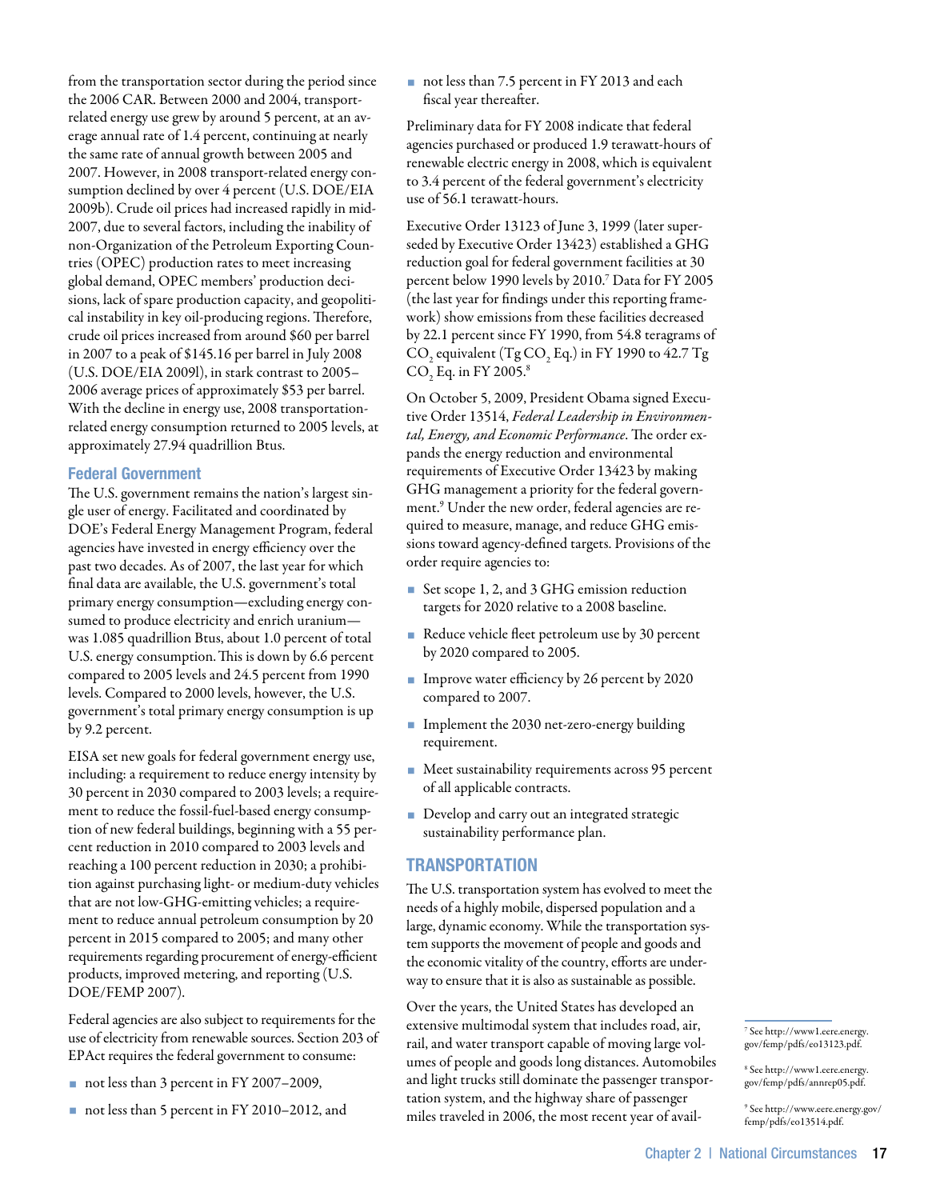from the transportation sector during the period since the 2006 CAR. Between 2000 and 2004, transport-related energy use grew by around 5 percent, at an average annual rate of 1.4 percent, continuing at nearly the same rate of annual growth between 2005 and 2007. However, in 2008 transport-related energy consumption declined by over 4 percent (U.S. DOE/EIA 2009b). Crude oil prices had increased rapidly in mid-2007, due to several factors, including the inability of non-Organization of the Petroleum Exporting Countries (OPEC) production rates to meet increasing global demand, OPEC members' production decisions, lack of spare production capacity, and geopolitical instability in key oil-producing regions. Therefore, crude oil prices increased from around $60 per barrel in 2007 to a peak of $145.16 per barrel in July 2008 (U.S. DOE/EIA 2009l), in stark contrast to 2005–2006 average prices of approximately $53 per barrel. With the decline in energy use, 2008 transportation-related energy consumption returned to 2005 levels, at approximately 27.94 quadrillion Btus.

### Federal Government

The U.S. government remains the nation's largest single user of energy. Facilitated and coordinated by DOE's Federal Energy Management Program, federal agencies have invested in energy efficiency over the past two decades. As of 2007, the last year for which final data are available, the U.S. government's total primary energy consumption—excluding energy consumed to produce electricity and enrich uranium—was 1.085 quadrillion Btus, about 1.0 percent of total U.S. energy consumption. This is down by 6.6 percent compared to 2005 levels and 24.5 percent from 1990 levels. Compared to 2000 levels, however, the U.S. government's total primary energy consumption is up by 9.2 percent.

EISA set new goals for federal government energy use, including: a requirement to reduce energy intensity by 30 percent in 2030 compared to 2003 levels; a requirement to reduce the fossil-fuel-based energy consumption of new federal buildings, beginning with a 55 percent reduction in 2010 compared to 2003 levels and reaching a 100 percent reduction in 2030; a prohibition against purchasing light- or medium-duty vehicles that are not low-GHG-emitting vehicles; a requirement to reduce annual petroleum consumption by 20 percent in 2015 compared to 2005; and many other requirements regarding procurement of energy-efficient products, improved metering, and reporting (U.S. DOE/FEMP 2007).

Federal agencies are also subject to requirements for the use of electricity from renewable sources. Section 203 of EPAct requires the federal government to consume:

- not less than 3 percent in FY 2007–2009,
- not less than 5 percent in FY 2010–2012, and
- not less than 7.5 percent in FY 2013 and each fiscal year thereafter.

Preliminary data for FY 2008 indicate that federal agencies purchased or produced 1.9 terawatt-hours of renewable electric energy in 2008, which is equivalent to 3.4 percent of the federal government's electricity use of 56.1 terawatt-hours.

Executive Order 13123 of June 3, 1999 (later superseded by Executive Order 13423) established a GHG reduction goal for federal government facilities at 30 percent below 1990 levels by 2010.[7] Data for FY 2005 (the last year for findings under this reporting framework) show emissions from these facilities decreased by 22.1 percent since FY 1990, from 54.8 teragrams of $CO_2$ equivalent (Tg $CO_2$ Eq.) in FY 1990 to 42.7 Tg $CO_2$ Eq. in FY 2005.[8]

On October 5, 2009, President Obama signed Executive Order 13514, *Federal Leadership in Environmental, Energy, and Economic Performance*. The order expands the energy reduction and environmental requirements of Executive Order 13423 by making GHG management a priority for the federal government.[9] Under the new order, federal agencies are required to measure, manage, and reduce GHG emissions toward agency-defined targets. Provisions of the order require agencies to:

- Set scope 1, 2, and 3 GHG emission reduction targets for 2020 relative to a 2008 baseline.
- Reduce vehicle fleet petroleum use by 30 percent by 2020 compared to 2005.
- Improve water efficiency by 26 percent by 2020 compared to 2007.
- Implement the 2030 net-zero-energy building requirement.
- Meet sustainability requirements across 95 percent of all applicable contracts.
- Develop and carry out an integrated strategic sustainability performance plan.

## TRANSPORTATION

The U.S. transportation system has evolved to meet the needs of a highly mobile, dispersed population and a large, dynamic economy. While the transportation system supports the movement of people and goods and the economic vitality of the country, efforts are underway to ensure that it is also as sustainable as possible.

Over the years, the United States has developed an extensive multimodal system that includes road, air, rail, and water transport capable of moving large volumes of people and goods long distances. Automobiles and light trucks still dominate the passenger transportation system, and the highway share of passenger miles traveled in 2006, the most recent year of avail-

[7] See http://www1.eere.energy.gov/femp/pdfs/eo13123.pdf.

[8] See http://www1.eere.energy.gov/femp/pdfs/annrep05.pdf.

[9] See http://www.eere.energy.gov/femp/pdfs/eo13514.pdf.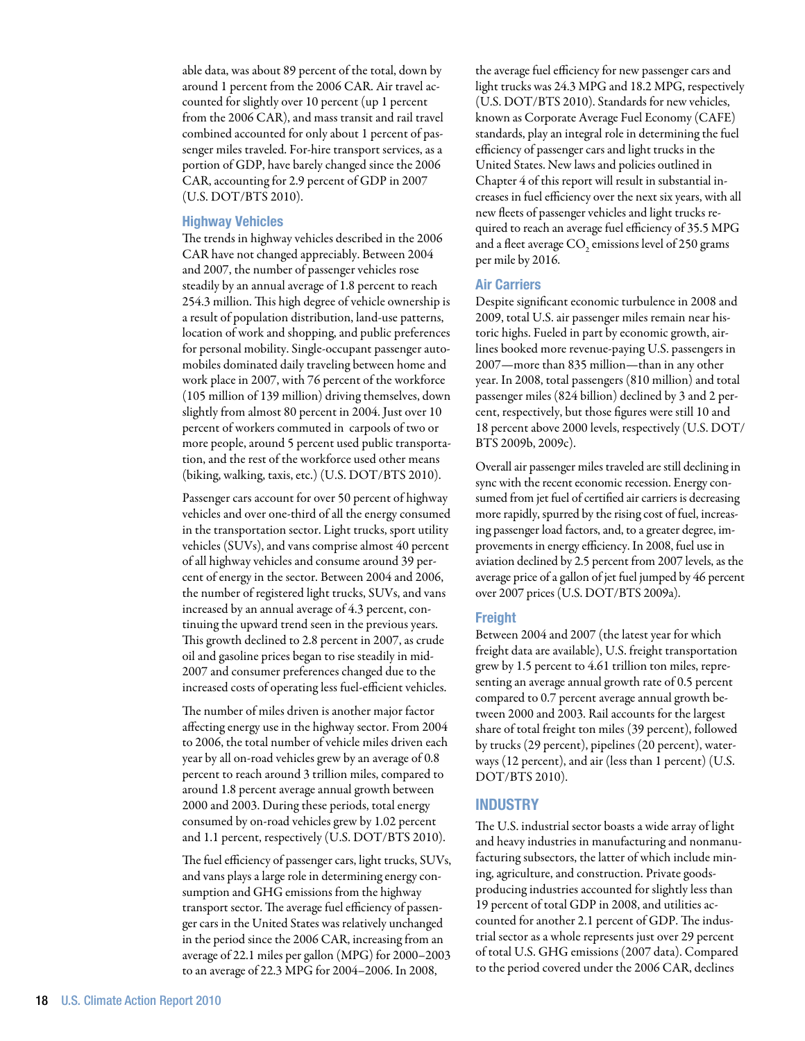able data, was about 89 percent of the total, down by around 1 percent from the 2006 CAR. Air travel accounted for slightly over 10 percent (up 1 percent from the 2006 CAR), and mass transit and rail travel combined accounted for only about 1 percent of passenger miles traveled. For-hire transport services, as a portion of GDP, have barely changed since the 2006 CAR, accounting for 2.9 percent of GDP in 2007 (U.S. DOT/BTS 2010).

### Highway Vehicles

The trends in highway vehicles described in the 2006 CAR have not changed appreciably. Between 2004 and 2007, the number of passenger vehicles rose steadily by an annual average of 1.8 percent to reach 254.3 million. This high degree of vehicle ownership is a result of population distribution, land-use patterns, location of work and shopping, and public preferences for personal mobility. Single-occupant passenger automobiles dominated daily traveling between home and work place in 2007, with 76 percent of the workforce (105 million of 139 million) driving themselves, down slightly from almost 80 percent in 2004. Just over 10 percent of workers commuted in carpools of two or more people, around 5 percent used public transportation, and the rest of the workforce used other means (biking, walking, taxis, etc.) (U.S. DOT/BTS 2010).

Passenger cars account for over 50 percent of highway vehicles and over one-third of all the energy consumed in the transportation sector. Light trucks, sport utility vehicles (SUVs), and vans comprise almost 40 percent of all highway vehicles and consume around 39 percent of energy in the sector. Between 2004 and 2006, the number of registered light trucks, SUVs, and vans increased by an annual average of 4.3 percent, continuing the upward trend seen in the previous years. This growth declined to 2.8 percent in 2007, as crude oil and gasoline prices began to rise steadily in mid-2007 and consumer preferences changed due to the increased costs of operating less fuel-efficient vehicles.

The number of miles driven is another major factor affecting energy use in the highway sector. From 2004 to 2006, the total number of vehicle miles driven each year by all on-road vehicles grew by an average of 0.8 percent to reach around 3 trillion miles, compared to around 1.8 percent average annual growth between 2000 and 2003. During these periods, total energy consumed by on-road vehicles grew by 1.02 percent and 1.1 percent, respectively (U.S. DOT/BTS 2010).

The fuel efficiency of passenger cars, light trucks, SUVs, and vans plays a large role in determining energy consumption and GHG emissions from the highway transport sector. The average fuel efficiency of passenger cars in the United States was relatively unchanged in the period since the 2006 CAR, increasing from an average of 22.1 miles per gallon (MPG) for 2000–2003 to an average of 22.3 MPG for 2004–2006. In 2008, the average fuel efficiency for new passenger cars and light trucks was 24.3 MPG and 18.2 MPG, respectively (U.S. DOT/BTS 2010). Standards for new vehicles, known as Corporate Average Fuel Economy (CAFE) standards, play an integral role in determining the fuel efficiency of passenger cars and light trucks in the United States. New laws and policies outlined in Chapter 4 of this report will result in substantial increases in fuel efficiency over the next six years, with all new fleets of passenger vehicles and light trucks required to reach an average fuel efficiency of 35.5 MPG and a fleet average $CO_2$ emissions level of 250 grams per mile by 2016.

### Air Carriers

Despite significant economic turbulence in 2008 and 2009, total U.S. air passenger miles remain near historic highs. Fueled in part by economic growth, airlines booked more revenue-paying U.S. passengers in 2007—more than 835 million—than in any other year. In 2008, total passengers (810 million) and total passenger miles (824 billion) declined by 3 and 2 percent, respectively, but those figures were still 10 and 18 percent above 2000 levels, respectively (U.S. DOT/BTS 2009b, 2009c).

Overall air passenger miles traveled are still declining in sync with the recent economic recession. Energy consumed from jet fuel of certified air carriers is decreasing more rapidly, spurred by the rising cost of fuel, increasing passenger load factors, and, to a greater degree, improvements in energy efficiency. In 2008, fuel use in aviation declined by 2.5 percent from 2007 levels, as the average price of a gallon of jet fuel jumped by 46 percent over 2007 prices (U.S. DOT/BTS 2009a).

### Freight

Between 2004 and 2007 (the latest year for which freight data are available), U.S. freight transportation grew by 1.5 percent to 4.61 trillion ton miles, representing an average annual growth rate of 0.5 percent compared to 0.7 percent average annual growth between 2000 and 2003. Rail accounts for the largest share of total freight ton miles (39 percent), followed by trucks (29 percent), pipelines (20 percent), waterways (12 percent), and air (less than 1 percent) (U.S. DOT/BTS 2010).

## INDUSTRY

The U.S. industrial sector boasts a wide array of light and heavy industries in manufacturing and nonmanufacturing subsectors, the latter of which include mining, agriculture, and construction. Private goods-producing industries accounted for slightly less than 19 percent of total GDP in 2008, and utilities accounted for another 2.1 percent of GDP. The industrial sector as a whole represents just over 29 percent of total U.S. GHG emissions (2007 data). Compared to the period covered under the 2006 CAR, declines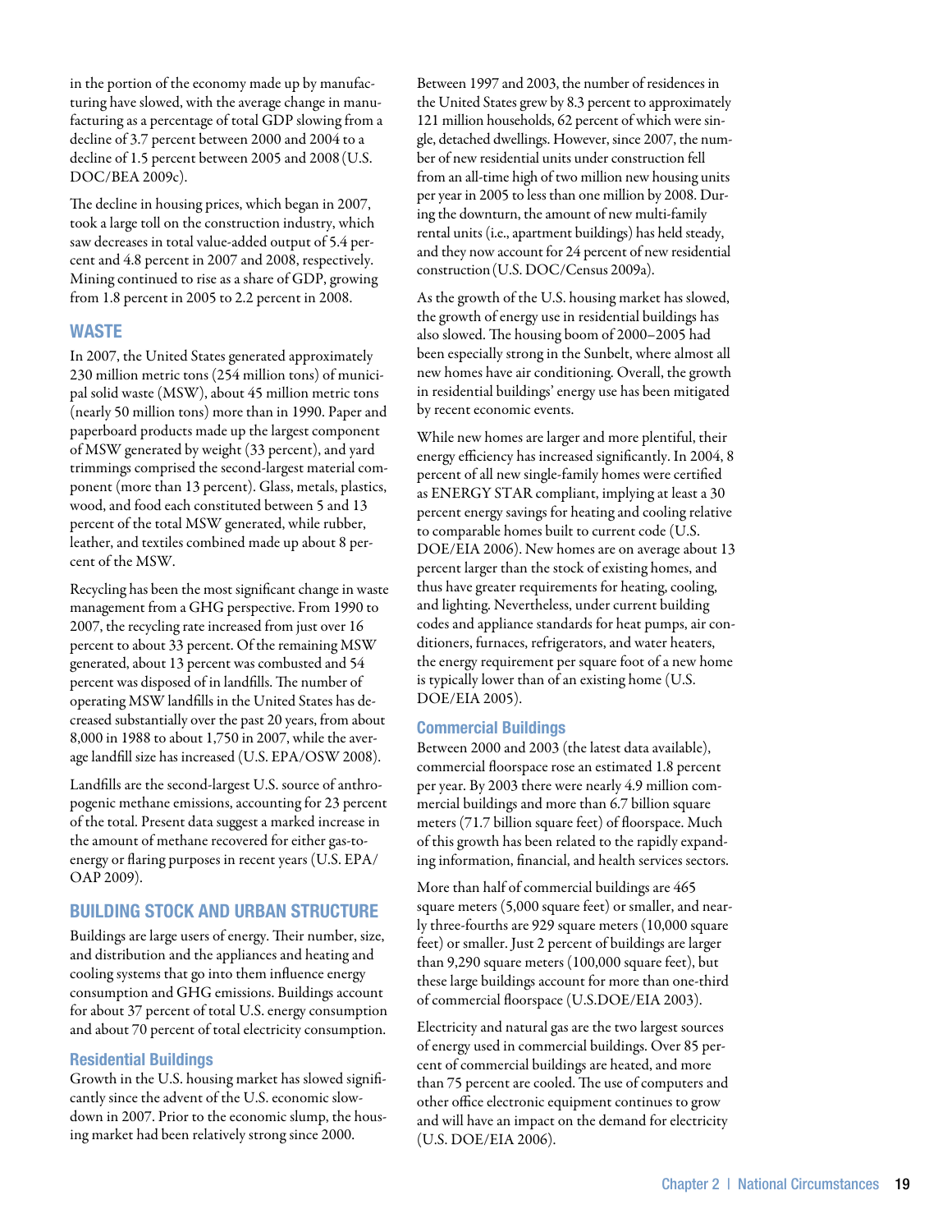in the portion of the economy made up by manufacturing have slowed, with the average change in manufacturing as a percentage of total GDP slowing from a decline of 3.7 percent between 2000 and 2004 to a decline of 1.5 percent between 2005 and 2008 (U.S. DOC/BEA 2009c).

The decline in housing prices, which began in 2007, took a large toll on the construction industry, which saw decreases in total value-added output of 5.4 percent and 4.8 percent in 2007 and 2008, respectively. Mining continued to rise as a share of GDP, growing from 1.8 percent in 2005 to 2.2 percent in 2008.

## WASTE

In 2007, the United States generated approximately 230 million metric tons (254 million tons) of municipal solid waste (MSW), about 45 million metric tons (nearly 50 million tons) more than in 1990. Paper and paperboard products made up the largest component of MSW generated by weight (33 percent), and yard trimmings comprised the second-largest material component (more than 13 percent). Glass, metals, plastics, wood, and food each constituted between 5 and 13 percent of the total MSW generated, while rubber, leather, and textiles combined made up about 8 percent of the MSW.

Recycling has been the most significant change in waste management from a GHG perspective. From 1990 to 2007, the recycling rate increased from just over 16 percent to about 33 percent. Of the remaining MSW generated, about 13 percent was combusted and 54 percent was disposed of in landfills. The number of operating MSW landfills in the United States has decreased substantially over the past 20 years, from about 8,000 in 1988 to about 1,750 in 2007, while the average landfill size has increased (U.S. EPA/OSW 2008).

Landfills are the second-largest U.S. source of anthropogenic methane emissions, accounting for 23 percent of the total. Present data suggest a marked increase in the amount of methane recovered for either gas-to-energy or flaring purposes in recent years (U.S. EPA/OAP 2009).

## BUILDING STOCK AND URBAN STRUCTURE

Buildings are large users of energy. Their number, size, and distribution and the appliances and heating and cooling systems that go into them influence energy consumption and GHG emissions. Buildings account for about 37 percent of total U.S. energy consumption and about 70 percent of total electricity consumption.

### Residential Buildings

Growth in the U.S. housing market has slowed significantly since the advent of the U.S. economic slowdown in 2007. Prior to the economic slump, the housing market had been relatively strong since 2000.

Between 1997 and 2003, the number of residences in the United States grew by 8.3 percent to approximately 121 million households, 62 percent of which were single, detached dwellings. However, since 2007, the number of new residential units under construction fell from an all-time high of two million new housing units per year in 2005 to less than one million by 2008. During the downturn, the amount of new multi-family rental units (i.e., apartment buildings) has held steady, and they now account for 24 percent of new residential construction (U.S. DOC/Census 2009a).

As the growth of the U.S. housing market has slowed, the growth of energy use in residential buildings has also slowed. The housing boom of 2000–2005 had been especially strong in the Sunbelt, where almost all new homes have air conditioning. Overall, the growth in residential buildings' energy use has been mitigated by recent economic events.

While new homes are larger and more plentiful, their energy efficiency has increased significantly. In 2004, 8 percent of all new single-family homes were certified as ENERGY STAR compliant, implying at least a 30 percent energy savings for heating and cooling relative to comparable homes built to current code (U.S. DOE/EIA 2006). New homes are on average about 13 percent larger than the stock of existing homes, and thus have greater requirements for heating, cooling, and lighting. Nevertheless, under current building codes and appliance standards for heat pumps, air conditioners, furnaces, refrigerators, and water heaters, the energy requirement per square foot of a new home is typically lower than of an existing home (U.S. DOE/EIA 2005).

### Commercial Buildings

Between 2000 and 2003 (the latest data available), commercial floorspace rose an estimated 1.8 percent per year. By 2003 there were nearly 4.9 million commercial buildings and more than 6.7 billion square meters (71.7 billion square feet) of floorspace. Much of this growth has been related to the rapidly expanding information, financial, and health services sectors.

More than half of commercial buildings are 465 square meters (5,000 square feet) or smaller, and nearly three-fourths are 929 square meters (10,000 square feet) or smaller. Just 2 percent of buildings are larger than 9,290 square meters (100,000 square feet), but these large buildings account for more than one-third of commercial floorspace (U.S.DOE/EIA 2003).

Electricity and natural gas are the two largest sources of energy used in commercial buildings. Over 85 percent of commercial buildings are heated, and more than 75 percent are cooled. The use of computers and other office electronic equipment continues to grow and will have an impact on the demand for electricity (U.S. DOE/EIA 2006).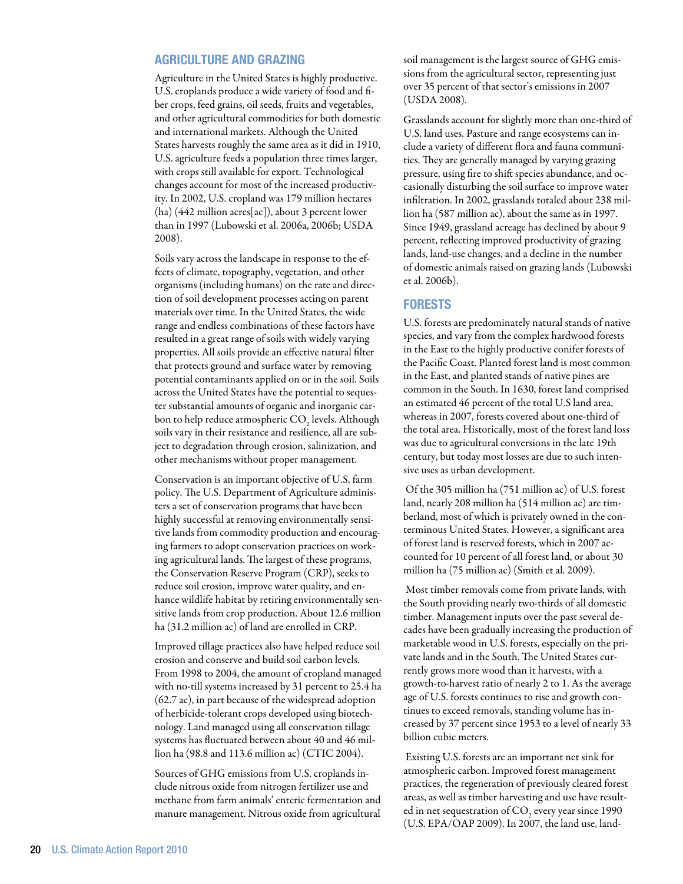## AGRICULTURE AND GRAZING

Agriculture in the United States is highly productive. U.S. croplands produce a wide variety of food and fiber crops, feed grains, oil seeds, fruits and vegetables, and other agricultural commodities for both domestic and international markets. Although the United States harvests roughly the same area as it did in 1910, U.S. agriculture feeds a population three times larger, with crops still available for export. Technological changes account for most of the increased productivity. In 2002, U.S. cropland was 179 million hectares (ha) (442 million acres[ac]), about 3 percent lower than in 1997 (Lubowski et al. 2006a, 2006b; USDA 2008).

Soils vary across the landscape in response to the effects of climate, topography, vegetation, and other organisms (including humans) on the rate and direction of soil development processes acting on parent materials over time. In the United States, the wide range and endless combinations of these factors have resulted in a great range of soils with widely varying properties. All soils provide an effective natural filter that protects ground and surface water by removing potential contaminants applied on or in the soil. Soils across the United States have the potential to sequester substantial amounts of organic and inorganic carbon to help reduce atmospheric $CO_2$ levels. Although soils vary in their resistance and resilience, all are subject to degradation through erosion, salinization, and other mechanisms without proper management.

Conservation is an important objective of U.S. farm policy. The U.S. Department of Agriculture administers a set of conservation programs that have been highly successful at removing environmentally sensitive lands from commodity production and encouraging farmers to adopt conservation practices on working agricultural lands. The largest of these programs, the Conservation Reserve Program (CRP), seeks to reduce soil erosion, improve water quality, and enhance wildlife habitat by retiring environmentally sensitive lands from crop production. About 12.6 million ha (31.2 million ac) of land are enrolled in CRP.

Improved tillage practices also have helped reduce soil erosion and conserve and build soil carbon levels. From 1998 to 2004, the amount of cropland managed with no-till systems increased by 31 percent to 25.4 ha (62.7 ac), in part because of the widespread adoption of herbicide-tolerant crops developed using biotechnology. Land managed using all conservation tillage systems has fluctuated between about 40 and 46 million ha (98.8 and 113.6 million ac) (CTIC 2004).

Sources of GHG emissions from U.S. croplands include nitrous oxide from nitrogen fertilizer use and methane from farm animals' enteric fermentation and manure management. Nitrous oxide from agricultural soil management is the largest source of GHG emissions from the agricultural sector, representing just over 35 percent of that sector's emissions in 2007 (USDA 2008).

Grasslands account for slightly more than one-third of U.S. land uses. Pasture and range ecosystems can include a variety of different flora and fauna communities. They are generally managed by varying grazing pressure, using fire to shift species abundance, and occasionally disturbing the soil surface to improve water infiltration. In 2002, grasslands totaled about 238 million ha (587 million ac), about the same as in 1997. Since 1949, grassland acreage has declined by about 9 percent, reflecting improved productivity of grazing lands, land-use changes, and a decline in the number of domestic animals raised on grazing lands (Lubowski et al. 2006b).

## FORESTS

U.S. forests are predominately natural stands of native species, and vary from the complex hardwood forests in the East to the highly productive conifer forests of the Pacific Coast. Planted forest land is most common in the East, and planted stands of native pines are common in the South. In 1630, forest land comprised an estimated 46 percent of the total U.S land area, whereas in 2007, forests covered about one-third of the total area. Historically, most of the forest land loss was due to agricultural conversions in the late 19th century, but today most losses are due to such intensive uses as urban development.

Of the 305 million ha (751 million ac) of U.S. forest land, nearly 208 million ha (514 million ac) are timberland, most of which is privately owned in the conterminous United States. However, a significant area of forest land is reserved forests, which in 2007 accounted for 10 percent of all forest land, or about 30 million ha (75 million ac) (Smith et al. 2009).

Most timber removals come from private lands, with the South providing nearly two-thirds of all domestic timber. Management inputs over the past several decades have been gradually increasing the production of marketable wood in U.S. forests, especially on the private lands and in the South. The United States currently grows more wood than it harvests, with a growth-to-harvest ratio of nearly 2 to 1. As the average age of U.S. forests continues to rise and growth continues to exceed removals, standing volume has increased by 37 percent since 1953 to a level of nearly 33 billion cubic meters.

Existing U.S. forests are an important net sink for atmospheric carbon. Improved forest management practices, the regeneration of previously cleared forest areas, as well as timber harvesting and use have resulted in net sequestration of $CO_2$ every year since 1990 (U.S. EPA/OAP 2009). In 2007, the land use, land-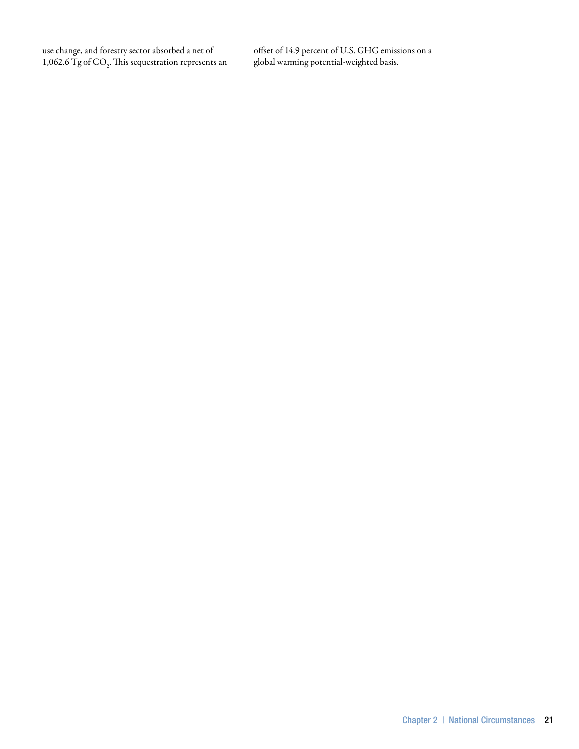use change, and forestry sector absorbed a net of 1,062.6 Tg of $CO_2$. This sequestration represents an offset of 14.9 percent of U.S. GHG emissions on a global warming potential-weighted basis.